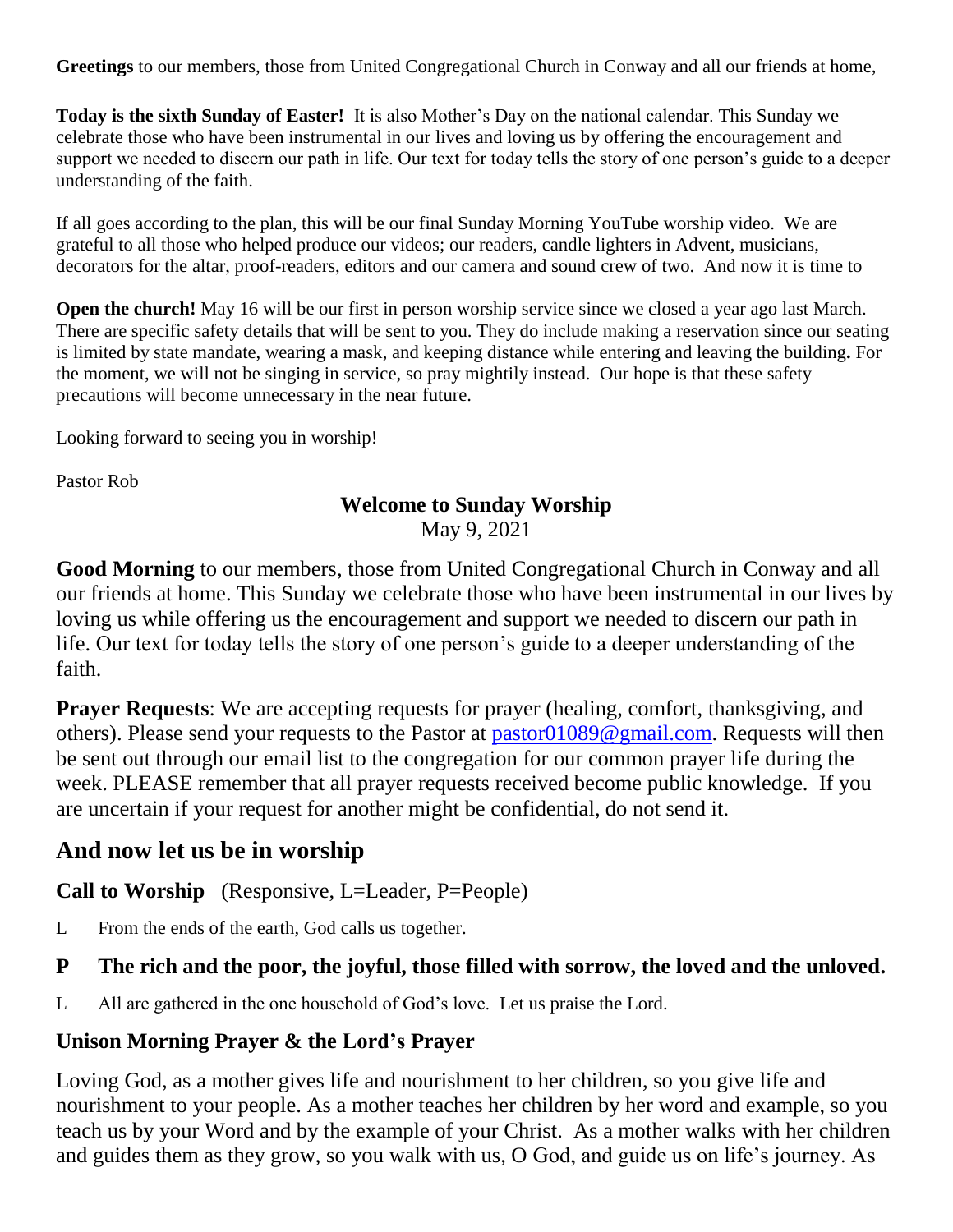**Greetings** to our members, those from United Congregational Church in Conway and all our friends at home,

**Today is the sixth Sunday of Easter!** It is also Mother's Day on the national calendar. This Sunday we celebrate those who have been instrumental in our lives and loving us by offering the encouragement and support we needed to discern our path in life. Our text for today tells the story of one person's guide to a deeper understanding of the faith.

If all goes according to the plan, this will be our final Sunday Morning YouTube worship video. We are grateful to all those who helped produce our videos; our readers, candle lighters in Advent, musicians, decorators for the altar, proof-readers, editors and our camera and sound crew of two. And now it is time to

**Open the church!** May 16 will be our first in person worship service since we closed a year ago last March. There are specific safety details that will be sent to you. They do include making a reservation since our seating is limited by state mandate, wearing a mask, and keeping distance while entering and leaving the building**.** For the moment, we will not be singing in service, so pray mightily instead. Our hope is that these safety precautions will become unnecessary in the near future.

Looking forward to seeing you in worship!

Pastor Rob

**Welcome to Sunday Worship**
May 9, 2021

**Good Morning** to our members, those from United Congregational Church in Conway and all our friends at home. This Sunday we celebrate those who have been instrumental in our lives by loving us while offering us the encouragement and support we needed to discern our path in life. Our text for today tells the story of one person's guide to a deeper understanding of the faith.

**Prayer Requests**: We are accepting requests for prayer (healing, comfort, thanksgiving, and others). Please send your requests to the Pastor at pastor01089@gmail.com. Requests will then be sent out through our email list to the congregation for our common prayer life during the week. PLEASE remember that all prayer requests received become public knowledge. If you are uncertain if your request for another might be confidential, do not send it.

## And now let us be in worship

**Call to Worship** (Responsive, L=Leader, P=People)

L From the ends of the earth, God calls us together.

**P The rich and the poor, the joyful, those filled with sorrow, the loved and the unloved.**

L All are gathered in the one household of God's love. Let us praise the Lord.

**Unison Morning Prayer & the Lord's Prayer**

Loving God, as a mother gives life and nourishment to her children, so you give life and nourishment to your people. As a mother teaches her children by her word and example, so you teach us by your Word and by the example of your Christ. As a mother walks with her children and guides them as they grow, so you walk with us, O God, and guide us on life's journey. As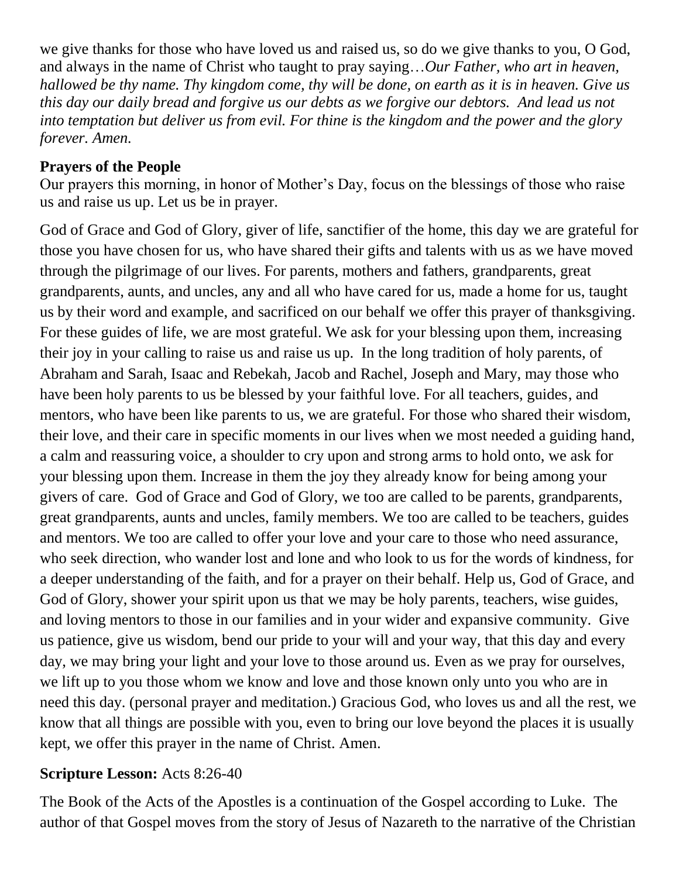we give thanks for those who have loved us and raised us, so do we give thanks to you, O God, and always in the name of Christ who taught to pray saying…*Our Father, who art in heaven, hallowed be thy name. Thy kingdom come, thy will be done, on earth as it is in heaven. Give us this day our daily bread and forgive us our debts as we forgive our debtors. And lead us not into temptation but deliver us from evil. For thine is the kingdom and the power and the glory forever. Amen.*

**Prayers of the People**

Our prayers this morning, in honor of Mother's Day, focus on the blessings of those who raise us and raise us up. Let us be in prayer.

God of Grace and God of Glory, giver of life, sanctifier of the home, this day we are grateful for those you have chosen for us, who have shared their gifts and talents with us as we have moved through the pilgrimage of our lives. For parents, mothers and fathers, grandparents, great grandparents, aunts, and uncles, any and all who have cared for us, made a home for us, taught us by their word and example, and sacrificed on our behalf we offer this prayer of thanksgiving. For these guides of life, we are most grateful. We ask for your blessing upon them, increasing their joy in your calling to raise us and raise us up. In the long tradition of holy parents, of Abraham and Sarah, Isaac and Rebekah, Jacob and Rachel, Joseph and Mary, may those who have been holy parents to us be blessed by your faithful love. For all teachers, guides, and mentors, who have been like parents to us, we are grateful. For those who shared their wisdom, their love, and their care in specific moments in our lives when we most needed a guiding hand, a calm and reassuring voice, a shoulder to cry upon and strong arms to hold onto, we ask for your blessing upon them. Increase in them the joy they already know for being among your givers of care. God of Grace and God of Glory, we too are called to be parents, grandparents, great grandparents, aunts and uncles, family members. We too are called to be teachers, guides and mentors. We too are called to offer your love and your care to those who need assurance, who seek direction, who wander lost and lone and who look to us for the words of kindness, for a deeper understanding of the faith, and for a prayer on their behalf. Help us, God of Grace, and God of Glory, shower your spirit upon us that we may be holy parents, teachers, wise guides, and loving mentors to those in our families and in your wider and expansive community. Give us patience, give us wisdom, bend our pride to your will and your way, that this day and every day, we may bring your light and your love to those around us. Even as we pray for ourselves, we lift up to you those whom we know and love and those known only unto you who are in need this day. (personal prayer and meditation.) Gracious God, who loves us and all the rest, we know that all things are possible with you, even to bring our love beyond the places it is usually kept, we offer this prayer in the name of Christ. Amen.

**Scripture Lesson:** Acts 8:26-40

The Book of the Acts of the Apostles is a continuation of the Gospel according to Luke. The author of that Gospel moves from the story of Jesus of Nazareth to the narrative of the Christian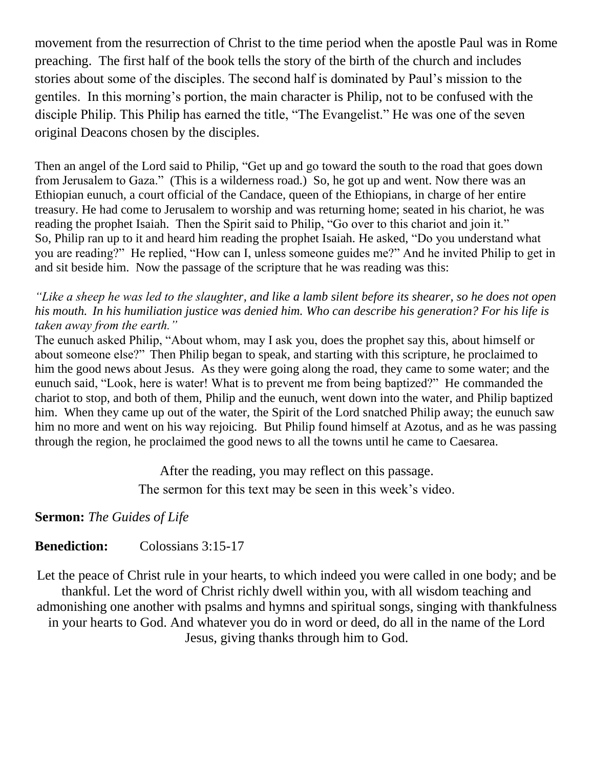movement from the resurrection of Christ to the time period when the apostle Paul was in Rome preaching. The first half of the book tells the story of the birth of the church and includes stories about some of the disciples. The second half is dominated by Paul's mission to the gentiles. In this morning's portion, the main character is Philip, not to be confused with the disciple Philip. This Philip has earned the title, "The Evangelist." He was one of the seven original Deacons chosen by the disciples.

Then an angel of the Lord said to Philip, "Get up and go toward the south to the road that goes down from Jerusalem to Gaza." (This is a wilderness road.) So, he got up and went. Now there was an Ethiopian eunuch, a court official of the Candace, queen of the Ethiopians, in charge of her entire treasury. He had come to Jerusalem to worship and was returning home; seated in his chariot, he was reading the prophet Isaiah. Then the Spirit said to Philip, "Go over to this chariot and join it." So, Philip ran up to it and heard him reading the prophet Isaiah. He asked, "Do you understand what you are reading?" He replied, "How can I, unless someone guides me?" And he invited Philip to get in and sit beside him. Now the passage of the scripture that he was reading was this:

*"Like a sheep he was led to the slaughter, and like a lamb silent before its shearer, so he does not open his mouth. In his humiliation justice was denied him. Who can describe his generation? For his life is taken away from the earth."*

The eunuch asked Philip, "About whom, may I ask you, does the prophet say this, about himself or about someone else?" Then Philip began to speak, and starting with this scripture, he proclaimed to him the good news about Jesus. As they were going along the road, they came to some water; and the eunuch said, "Look, here is water! What is to prevent me from being baptized?" He commanded the chariot to stop, and both of them, Philip and the eunuch, went down into the water, and Philip baptized him. When they came up out of the water, the Spirit of the Lord snatched Philip away; the eunuch saw him no more and went on his way rejoicing. But Philip found himself at Azotus, and as he was passing through the region, he proclaimed the good news to all the towns until he came to Caesarea.

After the reading, you may reflect on this passage.
The sermon for this text may be seen in this week's video.

**Sermon:** *The Guides of Life*

**Benediction:** Colossians 3:15-17

Let the peace of Christ rule in your hearts, to which indeed you were called in one body; and be thankful. Let the word of Christ richly dwell within you, with all wisdom teaching and admonishing one another with psalms and hymns and spiritual songs, singing with thankfulness in your hearts to God. And whatever you do in word or deed, do all in the name of the Lord Jesus, giving thanks through him to God.